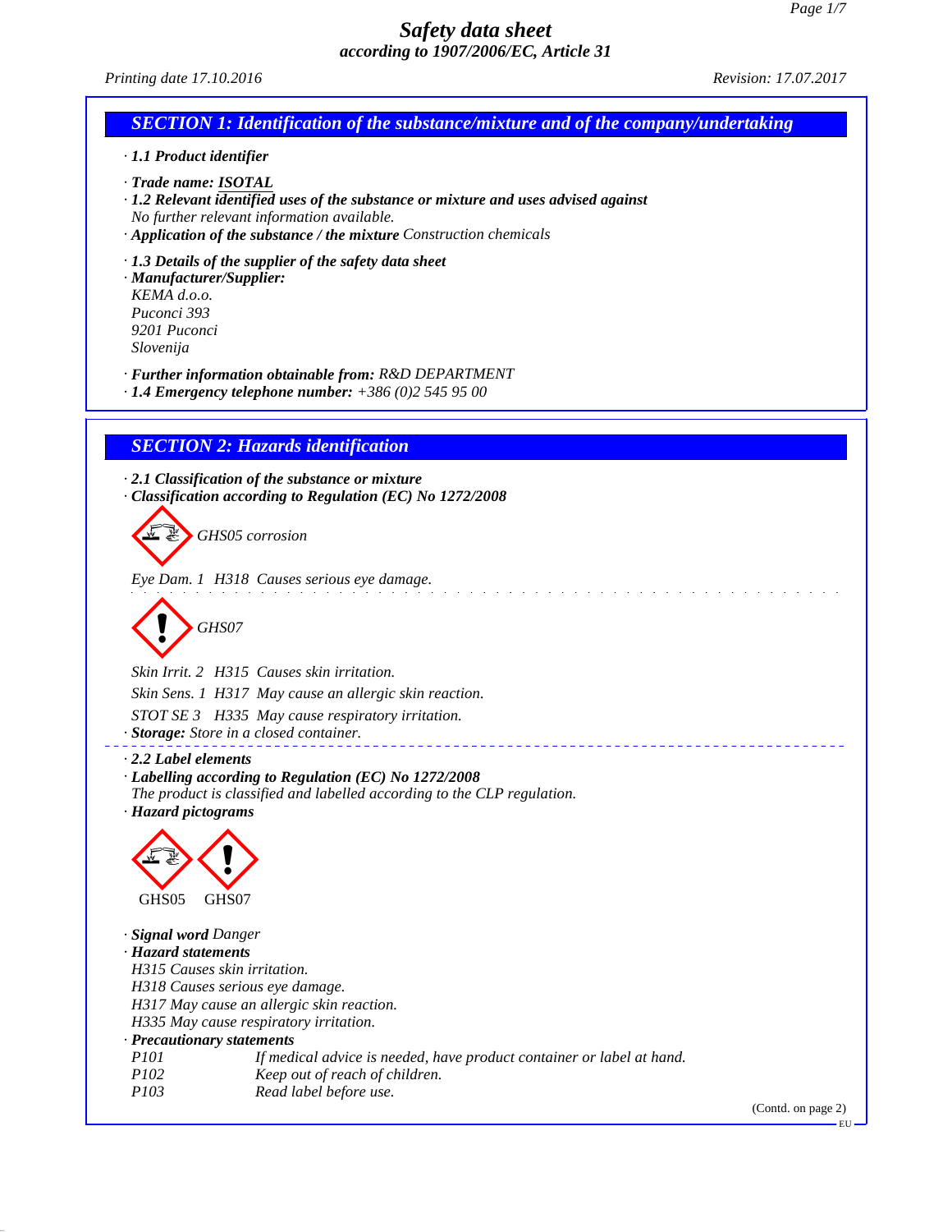# Safety data sheet

*according to 1907/2006/EC, Article 31*

*Printing date 17.10.2016* *Revision: 17.07.2017*

## SECTION 1: Identification of the substance/mixture and of the company/undertaking

· **1.1 Product identifier**

· **Trade name: ISOTAL**

· **1.2 Relevant identified uses of the substance or mixture and uses advised against**
No further relevant information available.

· **Application of the substance / the mixture** Construction chemicals

· **1.3 Details of the supplier of the safety data sheet**

· **Manufacturer/Supplier:**
KEMA d.o.o.
Puconci 393
9201 Puconci
Slovenija

· **Further information obtainable from:** R&D DEPARTMENT

· **1.4 Emergency telephone number:** +386 (0)2 545 95 00

## SECTION 2: Hazards identification

· **2.1 Classification of the substance or mixture**

· **Classification according to Regulation (EC) No 1272/2008**

GHS05 corrosion

Eye Dam. 1 H318 Causes serious eye damage.

GHS07

Skin Irrit. 2 H315 Causes skin irritation.

Skin Sens. 1 H317 May cause an allergic skin reaction.

STOT SE 3 H335 May cause respiratory irritation.

· **Storage:** Store in a closed container.

· **2.2 Label elements**

· **Labelling according to Regulation (EC) No 1272/2008**
The product is classified and labelled according to the CLP regulation.

· **Hazard pictograms**

GHS05 GHS07

· **Signal word** Danger

· **Hazard statements**
H315 Causes skin irritation.
H318 Causes serious eye damage.
H317 May cause an allergic skin reaction.
H335 May cause respiratory irritation.

· **Precautionary statements**

| | |
|---|---|
| P101 | If medical advice is needed, have product container or label at hand. |
| P102 | Keep out of reach of children. |
| P103 | Read label before use. |

(Contd. on page 2)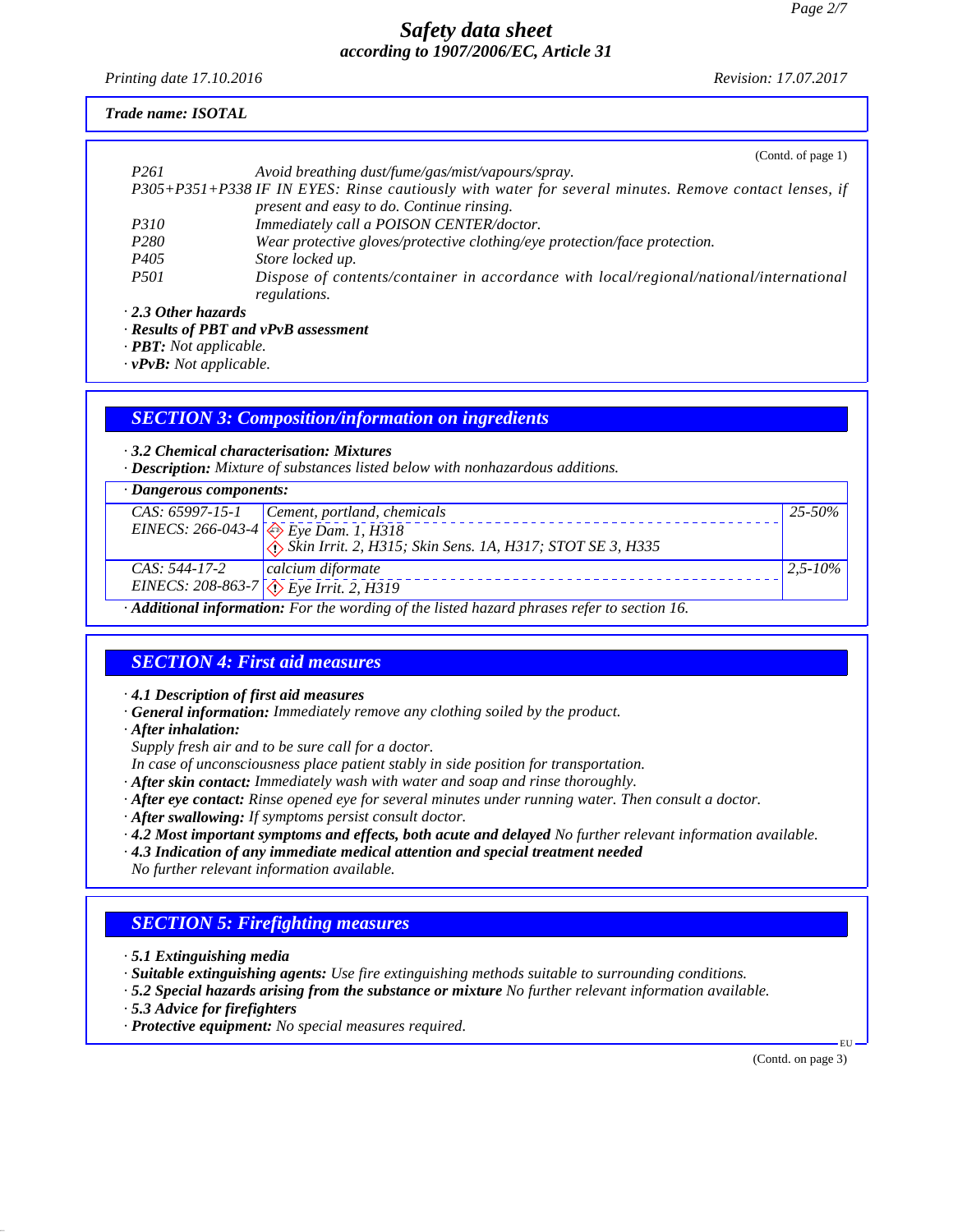*Printing date 17.10.2016* *Revision: 17.07.2017*

*Trade name: ISOTAL*

(Contd. of page 1)

| | |
|---|---|
| P261 | Avoid breathing dust/fume/gas/mist/vapours/spray. |
| P305+P351+P338 | IF IN EYES: Rinse cautiously with water for several minutes. Remove contact lenses, if present and easy to do. Continue rinsing. |
| P310 | Immediately call a POISON CENTER/doctor. |
| P280 | Wear protective gloves/protective clothing/eye protection/face protection. |
| P405 | Store locked up. |
| P501 | Dispose of contents/container in accordance with local/regional/national/international regulations. |

· **2.3 Other hazards**
· **Results of PBT and vPvB assessment**
· **PBT:** Not applicable.
· **vPvB:** Not applicable.

## SECTION 3: Composition/information on ingredients

· **3.2 Chemical characterisation: Mixtures**
· **Description:** Mixture of substances listed below with nonhazardous additions.

| · Dangerous components: | | |
|---|---|---|
| CAS: 65997-15-1<br>EINECS: 266-043-4 | Cement, portland, chemicals<br>Eye Dam. 1, H318<br>Skin Irrit. 2, H315; Skin Sens. 1A, H317; STOT SE 3, H335 | 25-50% |
| CAS: 544-17-2<br>EINECS: 208-863-7 | calcium diformate<br>Eye Irrit. 2, H319 | 2,5-10% |

· **Additional information:** For the wording of the listed hazard phrases refer to section 16.

## SECTION 4: First aid measures

· **4.1 Description of first aid measures**
· **General information:** Immediately remove any clothing soiled by the product.
· **After inhalation:**
Supply fresh air and to be sure call for a doctor.
In case of unconsciousness place patient stably in side position for transportation.
· **After skin contact:** Immediately wash with water and soap and rinse thoroughly.
· **After eye contact:** Rinse opened eye for several minutes under running water. Then consult a doctor.
· **After swallowing:** If symptoms persist consult doctor.
· **4.2 Most important symptoms and effects, both acute and delayed** No further relevant information available.
· **4.3 Indication of any immediate medical attention and special treatment needed**
No further relevant information available.

## SECTION 5: Firefighting measures

· **5.1 Extinguishing media**
· **Suitable extinguishing agents:** Use fire extinguishing methods suitable to surrounding conditions.
· **5.2 Special hazards arising from the substance or mixture** No further relevant information available.
· **5.3 Advice for firefighters**
· **Protective equipment:** No special measures required.

(Contd. on page 3)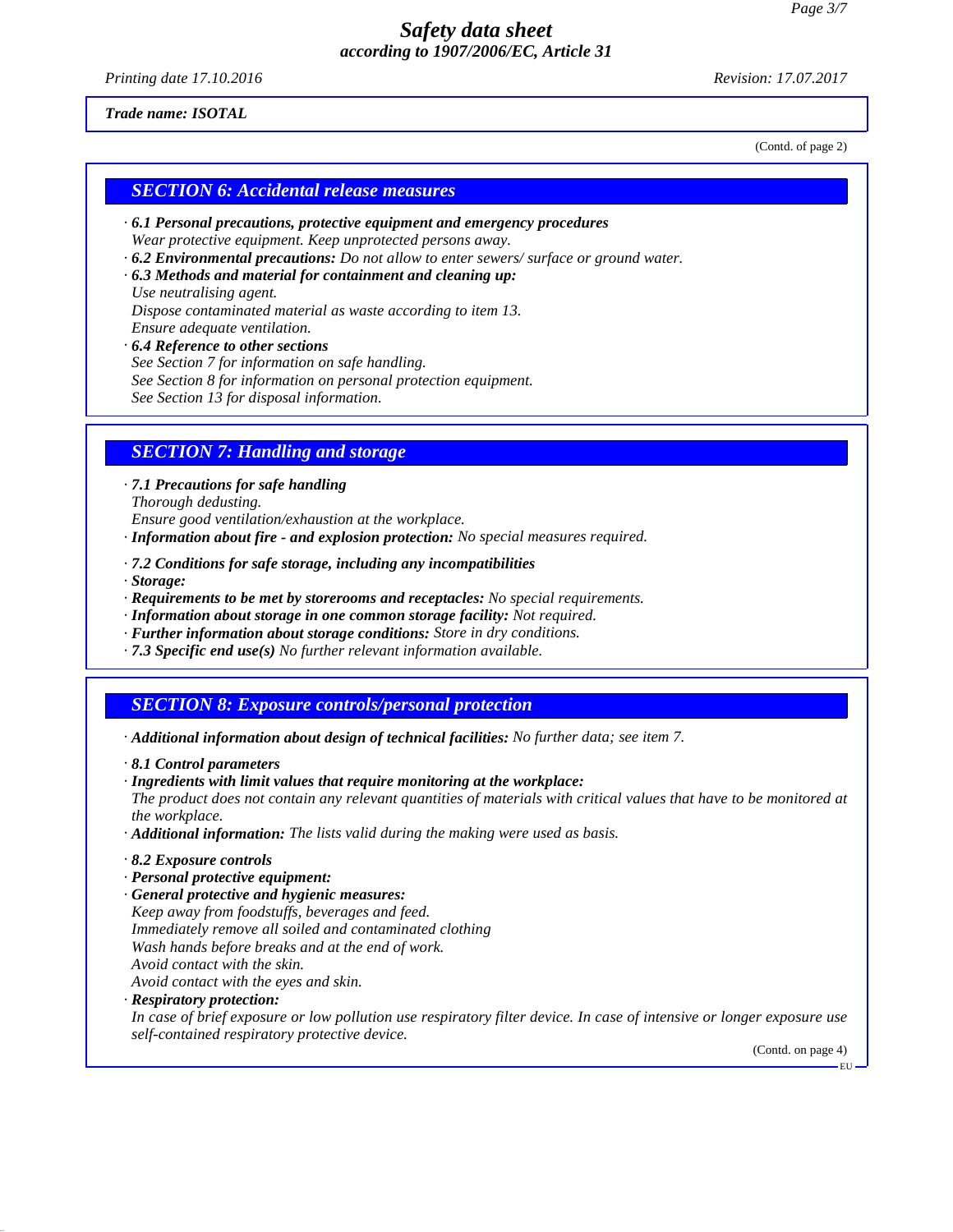Trade name: ISOTAL

(Contd. of page 2)

## SECTION 6: Accidental release measures

· **6.1 Personal precautions, protective equipment and emergency procedures**
Wear protective equipment. Keep unprotected persons away.
· **6.2 Environmental precautions:** Do not allow to enter sewers/ surface or ground water.
· **6.3 Methods and material for containment and cleaning up:**
Use neutralising agent.
Dispose contaminated material as waste according to item 13.
Ensure adequate ventilation.
· **6.4 Reference to other sections**
See Section 7 for information on safe handling.
See Section 8 for information on personal protection equipment.
See Section 13 for disposal information.

## SECTION 7: Handling and storage

· **7.1 Precautions for safe handling**
Thorough dedusting.
Ensure good ventilation/exhaustion at the workplace.
· **Information about fire - and explosion protection:** No special measures required.

· **7.2 Conditions for safe storage, including any incompatibilities**
· **Storage:**
· **Requirements to be met by storerooms and receptacles:** No special requirements.
· **Information about storage in one common storage facility:** Not required.
· **Further information about storage conditions:** Store in dry conditions.
· **7.3 Specific end use(s)** No further relevant information available.

## SECTION 8: Exposure controls/personal protection

· **Additional information about design of technical facilities:** No further data; see item 7.

· **8.1 Control parameters**
· **Ingredients with limit values that require monitoring at the workplace:**
The product does not contain any relevant quantities of materials with critical values that have to be monitored at the workplace.
· **Additional information:** The lists valid during the making were used as basis.

· **8.2 Exposure controls**
· **Personal protective equipment:**
· **General protective and hygienic measures:**
Keep away from foodstuffs, beverages and feed.
Immediately remove all soiled and contaminated clothing
Wash hands before breaks and at the end of work.
Avoid contact with the skin.
Avoid contact with the eyes and skin.
· **Respiratory protection:**
In case of brief exposure or low pollution use respiratory filter device. In case of intensive or longer exposure use self-contained respiratory protective device.

(Contd. on page 4)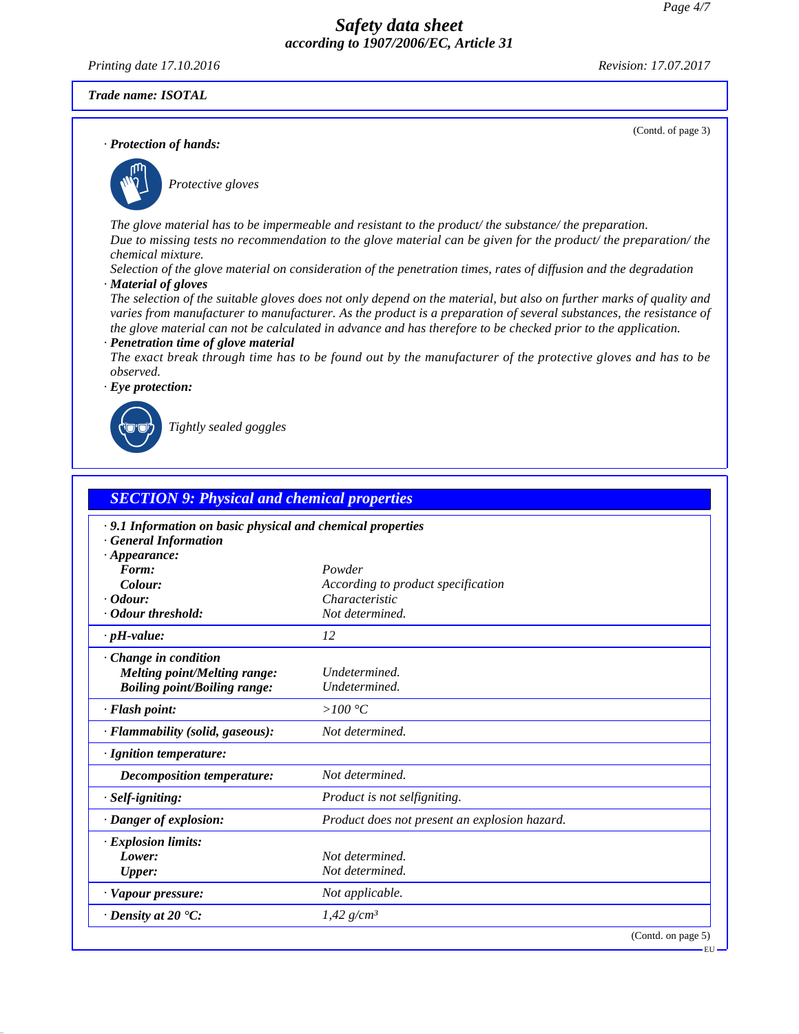Trade name: ISOTAL

(Contd. of page 3)

· **Protection of hands:**

*Protective gloves*

*The glove material has to be impermeable and resistant to the product/ the substance/ the preparation.*
*Due to missing tests no recommendation to the glove material can be given for the product/ the preparation/ the chemical mixture.*
*Selection of the glove material on consideration of the penetration times, rates of diffusion and the degradation*

· **Material of gloves**
*The selection of the suitable gloves does not only depend on the material, but also on further marks of quality and varies from manufacturer to manufacturer. As the product is a preparation of several substances, the resistance of the glove material can not be calculated in advance and has therefore to be checked prior to the application.*

· **Penetration time of glove material**
*The exact break through time has to be found out by the manufacturer of the protective gloves and has to be observed.*

· **Eye protection:**

*Tightly sealed goggles*

## SECTION 9: Physical and chemical properties

· **9.1 Information on basic physical and chemical properties**
· **General Information**

| Property | Value |
|---|---|
| · **Appearance:** | |
| **Form:** | Powder |
| **Colour:** | According to product specification |
| · **Odour:** | Characteristic |
| · **Odour threshold:** | Not determined. |
| · **pH-value:** | 12 |
| · **Change in condition** | |
| **Melting point/Melting range:** | Undetermined. |
| **Boiling point/Boiling range:** | Undetermined. |
| · **Flash point:** | >100 °C |
| · **Flammability (solid, gaseous):** | Not determined. |
| · **Ignition temperature:** | |
| **Decomposition temperature:** | Not determined. |
| · **Self-igniting:** | Product is not selfigniting. |
| · **Danger of explosion:** | Product does not present an explosion hazard. |
| · **Explosion limits:** | |
| **Lower:** | Not determined. |
| **Upper:** | Not determined. |
| · **Vapour pressure:** | Not applicable. |
| · **Density at 20 °C:** | 1,42 g/cm³ |

(Contd. on page 5)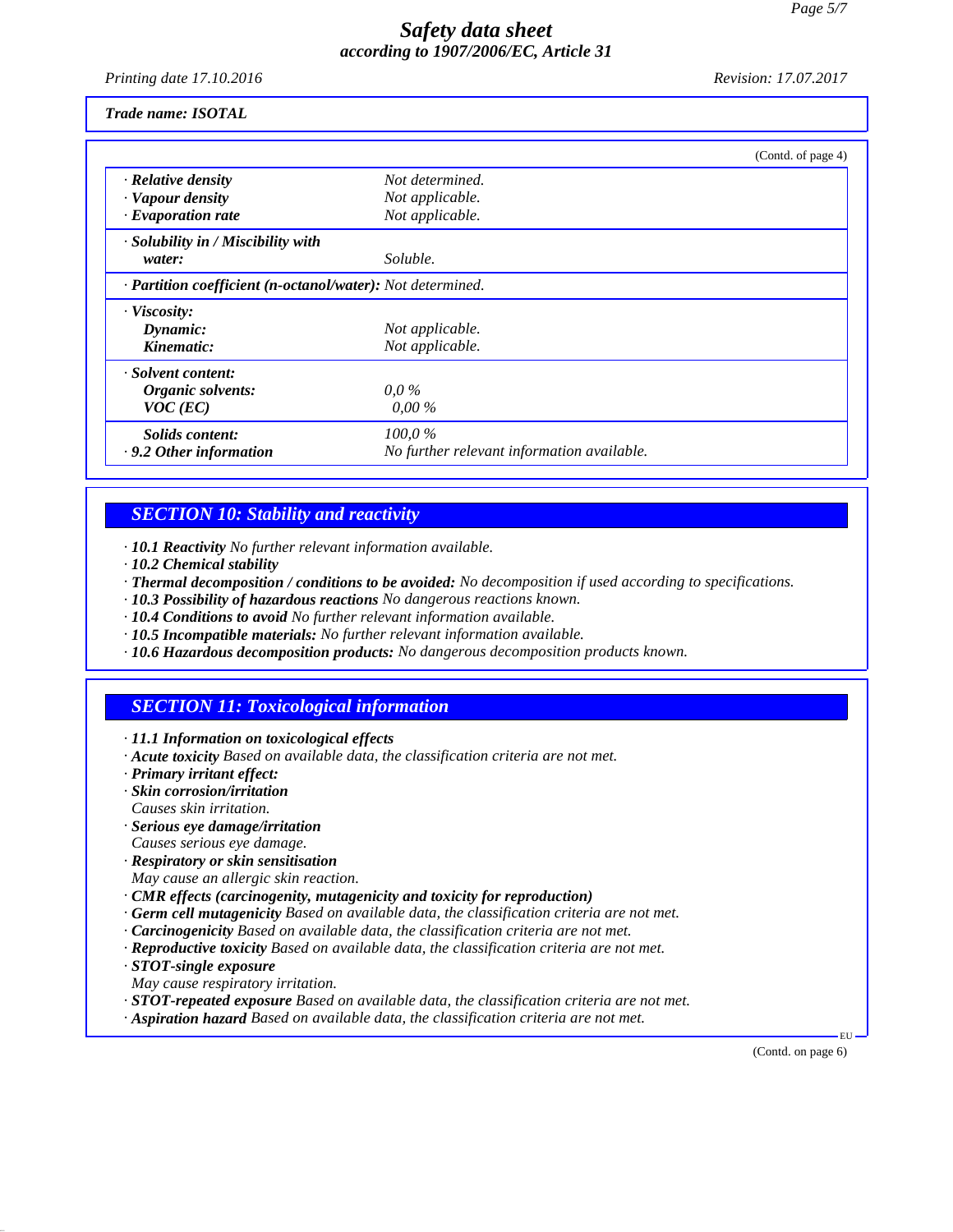**Trade name: ISOTAL**

(Contd. of page 4)

| | |
|---|---|
| · **Relative density** | Not determined. |
| · **Vapour density** | Not applicable. |
| · **Evaporation rate** | Not applicable. |
| · **Solubility in / Miscibility with water:** | Soluble. |
| · **Partition coefficient (n-octanol/water):** | Not determined. |
| · **Viscosity:** | |
| **Dynamic:** | Not applicable. |
| **Kinematic:** | Not applicable. |
| · **Solvent content:** | |
| **Organic solvents:** | 0,0 % |
| **VOC (EC)** | 0,00 % |
| **Solids content:** | 100,0 % |
| · **9.2 Other information** | No further relevant information available. |

## SECTION 10: Stability and reactivity

- · **10.1 Reactivity** No further relevant information available.
- · **10.2 Chemical stability**
- · **Thermal decomposition / conditions to be avoided:** No decomposition if used according to specifications.
- · **10.3 Possibility of hazardous reactions** No dangerous reactions known.
- · **10.4 Conditions to avoid** No further relevant information available.
- · **10.5 Incompatible materials:** No further relevant information available.
- · **10.6 Hazardous decomposition products:** No dangerous decomposition products known.

## SECTION 11: Toxicological information

- · **11.1 Information on toxicological effects**
- · **Acute toxicity** Based on available data, the classification criteria are not met.
- · **Primary irritant effect:**
- · **Skin corrosion/irritation**
  Causes skin irritation.
- · **Serious eye damage/irritation**
  Causes serious eye damage.
- · **Respiratory or skin sensitisation**
  May cause an allergic skin reaction.
- · **CMR effects (carcinogenity, mutagenicity and toxicity for reproduction)**
- · **Germ cell mutagenicity** Based on available data, the classification criteria are not met.
- · **Carcinogenicity** Based on available data, the classification criteria are not met.
- · **Reproductive toxicity** Based on available data, the classification criteria are not met.
- · **STOT-single exposure**
  May cause respiratory irritation.
- · **STOT-repeated exposure** Based on available data, the classification criteria are not met.
- · **Aspiration hazard** Based on available data, the classification criteria are not met.

(Contd. on page 6)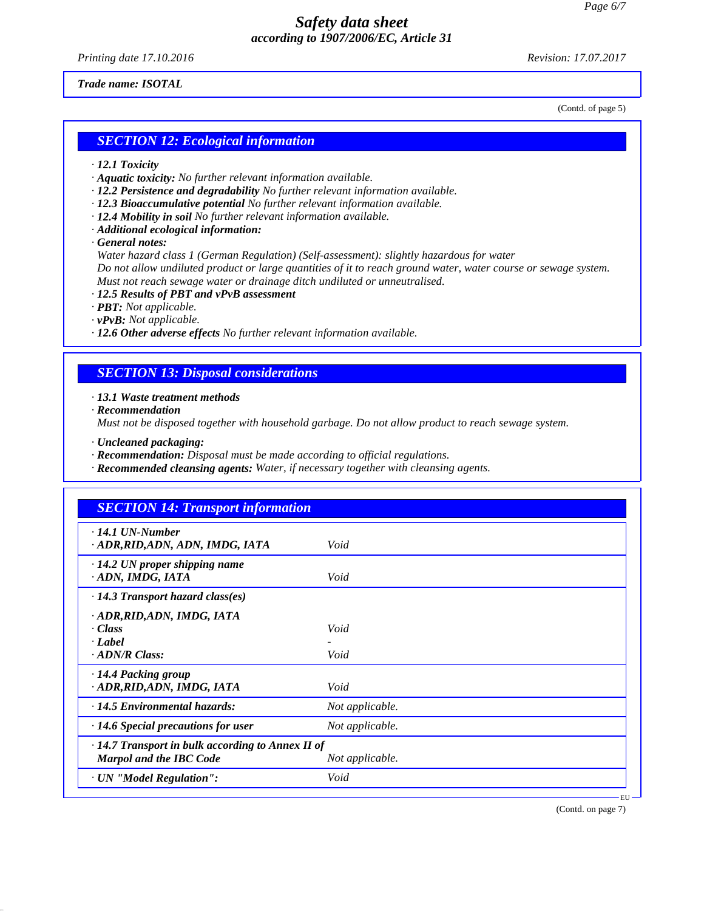*Trade name: ISOTAL*

(Contd. of page 5)

## SECTION 12: Ecological information

· **12.1 Toxicity**
· **Aquatic toxicity:** No further relevant information available.
· **12.2 Persistence and degradability** No further relevant information available.
· **12.3 Bioaccumulative potential** No further relevant information available.
· **12.4 Mobility in soil** No further relevant information available.
· **Additional ecological information:**
· **General notes:**
Water hazard class 1 (German Regulation) (Self-assessment): slightly hazardous for water
Do not allow undiluted product or large quantities of it to reach ground water, water course or sewage system.
Must not reach sewage water or drainage ditch undiluted or unneutralised.
· **12.5 Results of PBT and vPvB assessment**
· **PBT:** Not applicable.
· **vPvB:** Not applicable.
· **12.6 Other adverse effects** No further relevant information available.

## SECTION 13: Disposal considerations

· **13.1 Waste treatment methods**
· **Recommendation**
Must not be disposed together with household garbage. Do not allow product to reach sewage system.

· **Uncleaned packaging:**
· **Recommendation:** Disposal must be made according to official regulations.
· **Recommended cleansing agents:** Water, if necessary together with cleansing agents.

## SECTION 14: Transport information

| | |
|---|---|
| · **14.1 UN-Number** | |
| · **ADR,RID,ADN, ADN, IMDG, IATA** | Void |
| · **14.2 UN proper shipping name** | |
| · **ADN, IMDG, IATA** | Void |
| · **14.3 Transport hazard class(es)** | |
| · **ADR,RID,ADN, IMDG, IATA** | |
| · **Class** | Void |
| · **Label** | - |
| · **ADN/R Class:** | Void |
| · **14.4 Packing group** | |
| · **ADR,RID,ADN, IMDG, IATA** | Void |
| · **14.5 Environmental hazards:** | Not applicable. |
| · **14.6 Special precautions for user** | Not applicable. |
| · **14.7 Transport in bulk according to Annex II of Marpol and the IBC Code** | Not applicable. |
| · **UN "Model Regulation":** | Void |

(Contd. on page 7)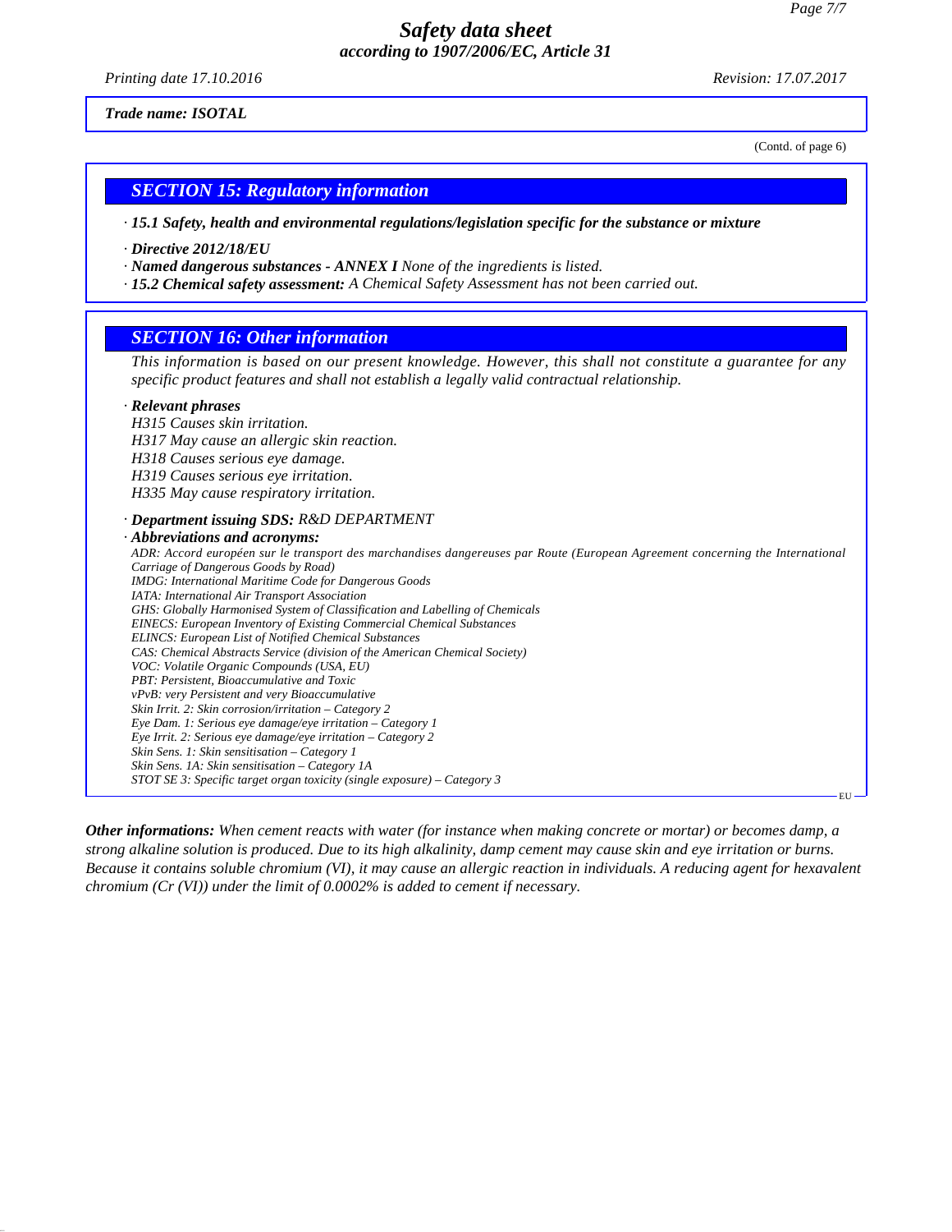*Trade name: ISOTAL*

(Contd. of page 6)

## SECTION 15: Regulatory information

· ***15.1 Safety, health and environmental regulations/legislation specific for the substance or mixture***

· ***Directive 2012/18/EU***

· ***Named dangerous substances - ANNEX I*** *None of the ingredients is listed.*

· ***15.2 Chemical safety assessment:*** *A Chemical Safety Assessment has not been carried out.*

## SECTION 16: Other information

*This information is based on our present knowledge. However, this shall not constitute a guarantee for any specific product features and shall not establish a legally valid contractual relationship.*

· ***Relevant phrases***

*H315 Causes skin irritation.*
*H317 May cause an allergic skin reaction.*
*H318 Causes serious eye damage.*
*H319 Causes serious eye irritation.*
*H335 May cause respiratory irritation.*

· ***Department issuing SDS:*** *R&D DEPARTMENT*

· ***Abbreviations and acronyms:***

*ADR: Accord européen sur le transport des marchandises dangereuses par Route (European Agreement concerning the International Carriage of Dangerous Goods by Road)*
*IMDG: International Maritime Code for Dangerous Goods*
*IATA: International Air Transport Association*
*GHS: Globally Harmonised System of Classification and Labelling of Chemicals*
*EINECS: European Inventory of Existing Commercial Chemical Substances*
*ELINCS: European List of Notified Chemical Substances*
*CAS: Chemical Abstracts Service (division of the American Chemical Society)*
*VOC: Volatile Organic Compounds (USA, EU)*
*PBT: Persistent, Bioaccumulative and Toxic*
*vPvB: very Persistent and very Bioaccumulative*
*Skin Irrit. 2: Skin corrosion/irritation – Category 2*
*Eye Dam. 1: Serious eye damage/eye irritation – Category 1*
*Eye Irrit. 2: Serious eye damage/eye irritation – Category 2*
*Skin Sens. 1: Skin sensitisation – Category 1*
*Skin Sens. 1A: Skin sensitisation – Category 1A*
*STOT SE 3: Specific target organ toxicity (single exposure) – Category 3*

EU

***Other informations:*** *When cement reacts with water (for instance when making concrete or mortar) or becomes damp, a strong alkaline solution is produced. Due to its high alkalinity, damp cement may cause skin and eye irritation or burns. Because it contains soluble chromium (VI), it may cause an allergic reaction in individuals. A reducing agent for hexavalent chromium (Cr (VI)) under the limit of 0.0002% is added to cement if necessary.*